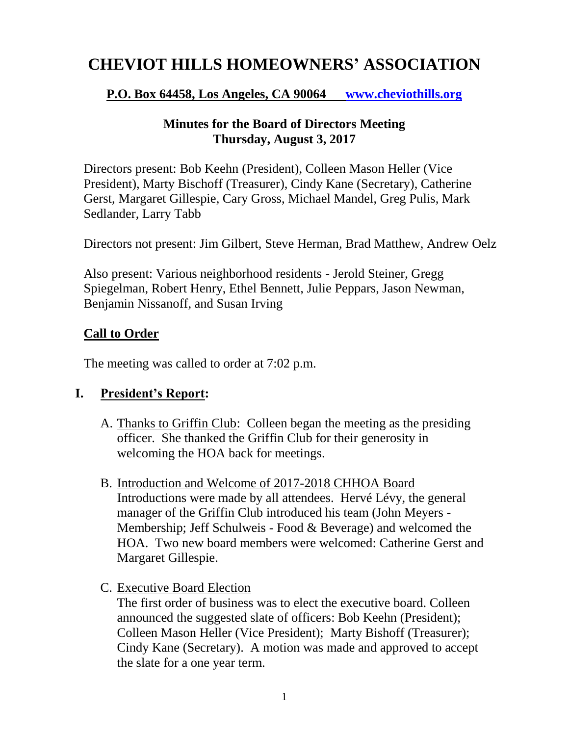# CHEVIOT HILLS HOMEOWNERS' ASSOCIATION

**P.O. Box 64458, Los Angeles, CA 90064 [www.cheviothills.org](http://www.cheviothills.org)**

**Minutes for the Board of Directors Meeting**
**Thursday, August 3, 2017**

Directors present: Bob Keehn (President), Colleen Mason Heller (Vice President), Marty Bischoff (Treasurer), Cindy Kane (Secretary), Catherine Gerst, Margaret Gillespie, Cary Gross, Michael Mandel, Greg Pulis, Mark Sedlander, Larry Tabb

Directors not present: Jim Gilbert, Steve Herman, Brad Matthew, Andrew Oelz

Also present: Various neighborhood residents - Jerold Steiner, Gregg Spiegelman, Robert Henry, Ethel Bennett, Julie Peppars, Jason Newman, Benjamin Nissanoff, and Susan Irving

## Call to Order

The meeting was called to order at 7:02 p.m.

## I. President's Report:

A. Thanks to Griffin Club: Colleen began the meeting as the presiding officer. She thanked the Griffin Club for their generosity in welcoming the HOA back for meetings.

B. Introduction and Welcome of 2017-2018 CHHOA Board
Introductions were made by all attendees. Hervé Lévy, the general manager of the Griffin Club introduced his team (John Meyers - Membership; Jeff Schulweis - Food & Beverage) and welcomed the HOA. Two new board members were welcomed: Catherine Gerst and Margaret Gillespie.

C. Executive Board Election
The first order of business was to elect the executive board. Colleen announced the suggested slate of officers: Bob Keehn (President); Colleen Mason Heller (Vice President); Marty Bishoff (Treasurer); Cindy Kane (Secretary). A motion was made and approved to accept the slate for a one year term.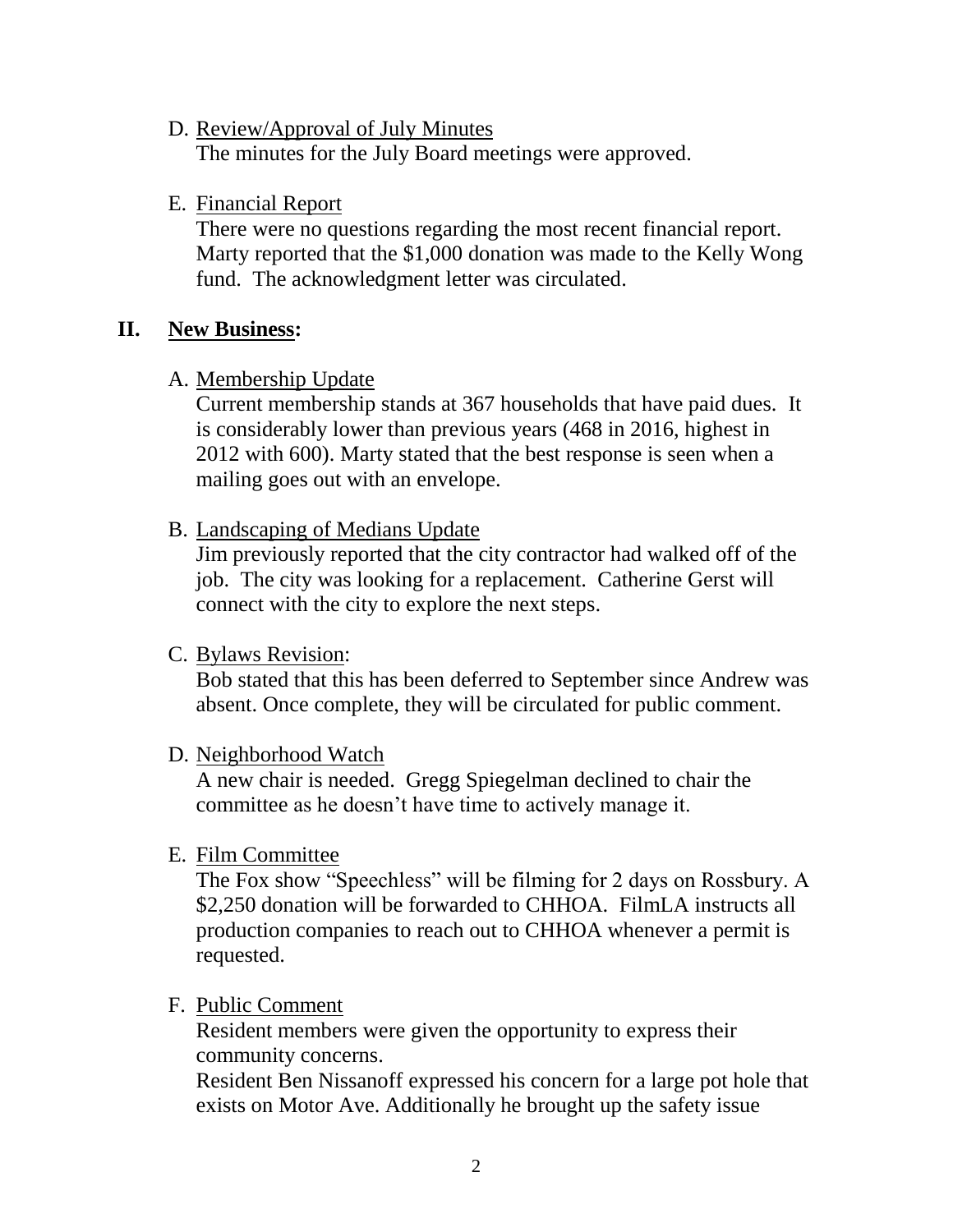D. Review/Approval of July Minutes

The minutes for the July Board meetings were approved.

E. Financial Report

There were no questions regarding the most recent financial report. Marty reported that the $1,000 donation was made to the Kelly Wong fund. The acknowledgment letter was circulated.

## II. New Business:

A. Membership Update

Current membership stands at 367 households that have paid dues. It is considerably lower than previous years (468 in 2016, highest in 2012 with 600). Marty stated that the best response is seen when a mailing goes out with an envelope.

B. Landscaping of Medians Update

Jim previously reported that the city contractor had walked off of the job. The city was looking for a replacement. Catherine Gerst will connect with the city to explore the next steps.

C. Bylaws Revision:

Bob stated that this has been deferred to September since Andrew was absent. Once complete, they will be circulated for public comment.

D. Neighborhood Watch

A new chair is needed. Gregg Spiegelman declined to chair the committee as he doesn't have time to actively manage it.

E. Film Committee

The Fox show "Speechless" will be filming for 2 days on Rossbury. A $2,250 donation will be forwarded to CHHOA. FilmLA instructs all production companies to reach out to CHHOA whenever a permit is requested.

F. Public Comment

Resident members were given the opportunity to express their community concerns.

Resident Ben Nissanoff expressed his concern for a large pot hole that exists on Motor Ave. Additionally he brought up the safety issue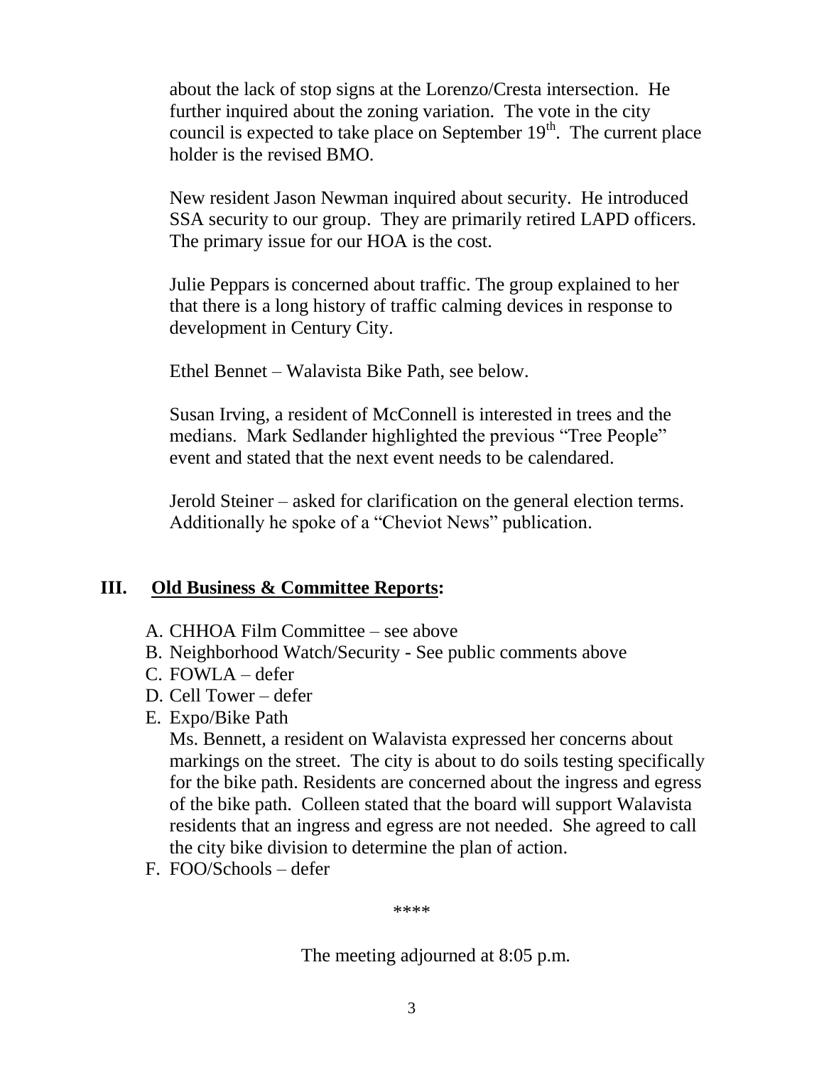about the lack of stop signs at the Lorenzo/Cresta intersection. He further inquired about the zoning variation. The vote in the city council is expected to take place on September 19th. The current place holder is the revised BMO.

New resident Jason Newman inquired about security. He introduced SSA security to our group. They are primarily retired LAPD officers. The primary issue for our HOA is the cost.

Julie Peppars is concerned about traffic. The group explained to her that there is a long history of traffic calming devices in response to development in Century City.

Ethel Bennet – Walavista Bike Path, see below.

Susan Irving, a resident of McConnell is interested in trees and the medians. Mark Sedlander highlighted the previous "Tree People" event and stated that the next event needs to be calendared.

Jerold Steiner – asked for clarification on the general election terms. Additionally he spoke of a "Cheviot News" publication.

## III. **Old Business & Committee Reports:**

A. CHHOA Film Committee – see above
B. Neighborhood Watch/Security - See public comments above
C. FOWLA – defer
D. Cell Tower – defer
E. Expo/Bike Path
   Ms. Bennett, a resident on Walavista expressed her concerns about markings on the street. The city is about to do soils testing specifically for the bike path. Residents are concerned about the ingress and egress of the bike path. Colleen stated that the board will support Walavista residents that an ingress and egress are not needed. She agreed to call the city bike division to determine the plan of action.
F. FOO/Schools – defer

****

The meeting adjourned at 8:05 p.m.